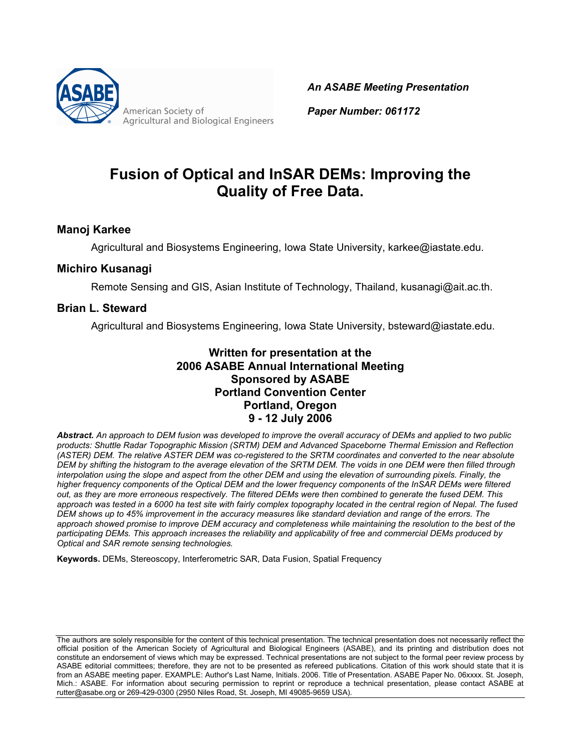American Society of Agricultural and Biological Engineers

*An ASABE Meeting Presentation*

*Paper Number: 061172*

# Fusion of Optical and InSAR DEMs: Improving the Quality of Free Data.

### Manoj Karkee

Agricultural and Biosystems Engineering, Iowa State University, karkee@iastate.edu.

### Michiro Kusanagi

Remote Sensing and GIS, Asian Institute of Technology, Thailand, kusanagi@ait.ac.th.

### Brian L. Steward

Agricultural and Biosystems Engineering, Iowa State University, bsteward@iastate.edu.

**Written for presentation at the**
**2006 ASABE Annual International Meeting**
**Sponsored by ASABE**
**Portland Convention Center**
**Portland, Oregon**
**9 - 12 July 2006**

***Abstract.*** *An approach to DEM fusion was developed to improve the overall accuracy of DEMs and applied to two public products: Shuttle Radar Topographic Mission (SRTM) DEM and Advanced Spaceborne Thermal Emission and Reflection (ASTER) DEM. The relative ASTER DEM was co-registered to the SRTM coordinates and converted to the near absolute DEM by shifting the histogram to the average elevation of the SRTM DEM. The voids in one DEM were then filled through interpolation using the slope and aspect from the other DEM and using the elevation of surrounding pixels. Finally, the higher frequency components of the Optical DEM and the lower frequency components of the InSAR DEMs were filtered out, as they are more erroneous respectively. The filtered DEMs were then combined to generate the fused DEM. This approach was tested in a 6000 ha test site with fairly complex topography located in the central region of Nepal. The fused DEM shows up to 45% improvement in the accuracy measures like standard deviation and range of the errors. The approach showed promise to improve DEM accuracy and completeness while maintaining the resolution to the best of the participating DEMs. This approach increases the reliability and applicability of free and commercial DEMs produced by Optical and SAR remote sensing technologies.*

**Keywords.** DEMs, Stereoscopy, Interferometric SAR, Data Fusion, Spatial Frequency

The authors are solely responsible for the content of this technical presentation. The technical presentation does not necessarily reflect the official position of the American Society of Agricultural and Biological Engineers (ASABE), and its printing and distribution does not constitute an endorsement of views which may be expressed. Technical presentations are not subject to the formal peer review process by ASABE editorial committees; therefore, they are not to be presented as refereed publications. Citation of this work should state that it is from an ASABE meeting paper. EXAMPLE: Author's Last Name, Initials. 2006. Title of Presentation. ASABE Paper No. 06xxxx. St. Joseph, Mich.: ASABE. For information about securing permission to reprint or reproduce a technical presentation, please contact ASABE at rutter@asabe.org or 269-429-0300 (2950 Niles Road, St. Joseph, MI 49085-9659 USA).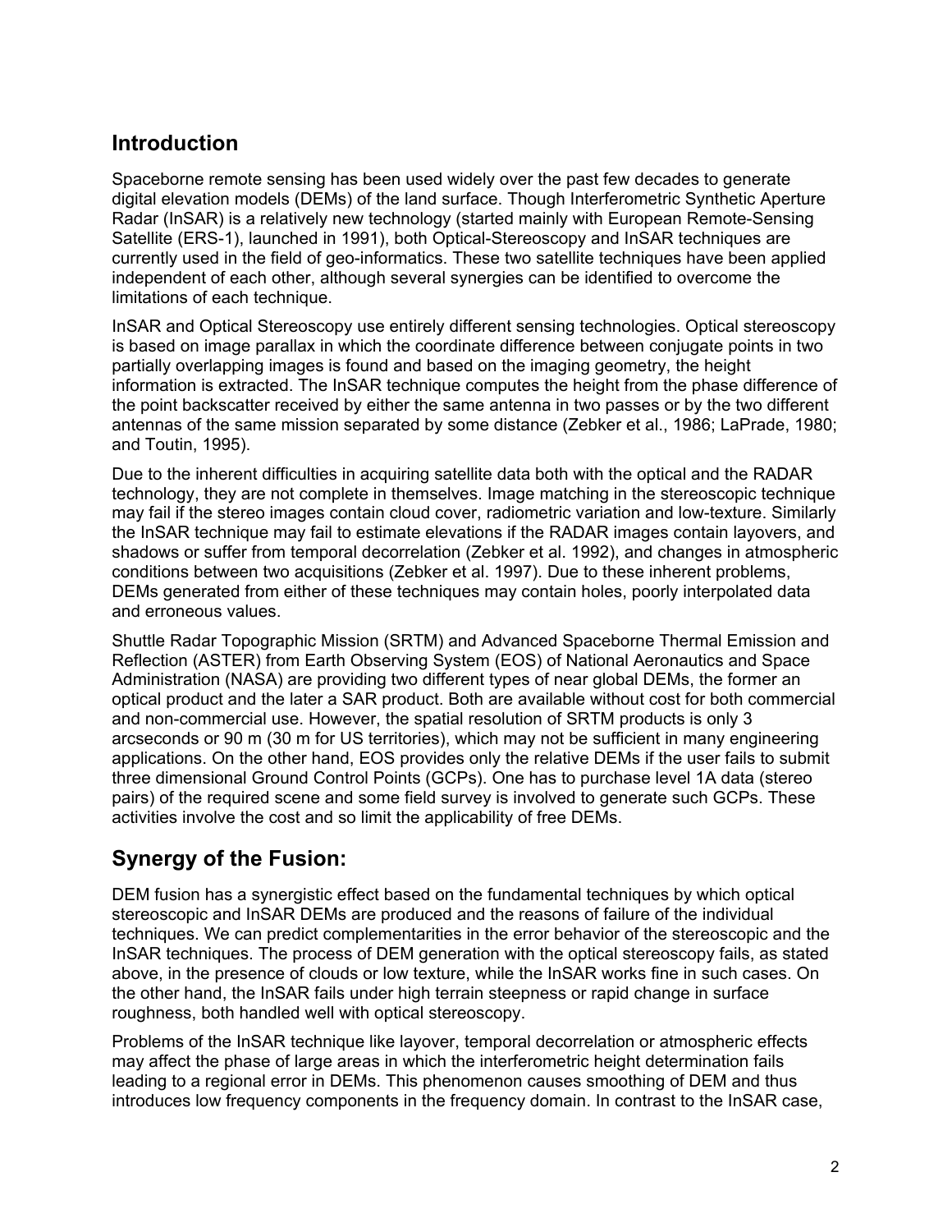## Introduction

Spaceborne remote sensing has been used widely over the past few decades to generate digital elevation models (DEMs) of the land surface. Though Interferometric Synthetic Aperture Radar (InSAR) is a relatively new technology (started mainly with European Remote-Sensing Satellite (ERS-1), launched in 1991), both Optical-Stereoscopy and InSAR techniques are currently used in the field of geo-informatics. These two satellite techniques have been applied independent of each other, although several synergies can be identified to overcome the limitations of each technique.

InSAR and Optical Stereoscopy use entirely different sensing technologies. Optical stereoscopy is based on image parallax in which the coordinate difference between conjugate points in two partially overlapping images is found and based on the imaging geometry, the height information is extracted. The InSAR technique computes the height from the phase difference of the point backscatter received by either the same antenna in two passes or by the two different antennas of the same mission separated by some distance (Zebker et al., 1986; LaPrade, 1980; and Toutin, 1995).

Due to the inherent difficulties in acquiring satellite data both with the optical and the RADAR technology, they are not complete in themselves. Image matching in the stereoscopic technique may fail if the stereo images contain cloud cover, radiometric variation and low-texture. Similarly the InSAR technique may fail to estimate elevations if the RADAR images contain layovers, and shadows or suffer from temporal decorrelation (Zebker et al. 1992), and changes in atmospheric conditions between two acquisitions (Zebker et al. 1997). Due to these inherent problems, DEMs generated from either of these techniques may contain holes, poorly interpolated data and erroneous values.

Shuttle Radar Topographic Mission (SRTM) and Advanced Spaceborne Thermal Emission and Reflection (ASTER) from Earth Observing System (EOS) of National Aeronautics and Space Administration (NASA) are providing two different types of near global DEMs, the former an optical product and the later a SAR product. Both are available without cost for both commercial and non-commercial use. However, the spatial resolution of SRTM products is only 3 arcseconds or 90 m (30 m for US territories), which may not be sufficient in many engineering applications. On the other hand, EOS provides only the relative DEMs if the user fails to submit three dimensional Ground Control Points (GCPs). One has to purchase level 1A data (stereo pairs) of the required scene and some field survey is involved to generate such GCPs. These activities involve the cost and so limit the applicability of free DEMs.

## Synergy of the Fusion:

DEM fusion has a synergistic effect based on the fundamental techniques by which optical stereoscopic and InSAR DEMs are produced and the reasons of failure of the individual techniques. We can predict complementarities in the error behavior of the stereoscopic and the InSAR techniques. The process of DEM generation with the optical stereoscopy fails, as stated above, in the presence of clouds or low texture, while the InSAR works fine in such cases. On the other hand, the InSAR fails under high terrain steepness or rapid change in surface roughness, both handled well with optical stereoscopy.

Problems of the InSAR technique like layover, temporal decorrelation or atmospheric effects may affect the phase of large areas in which the interferometric height determination fails leading to a regional error in DEMs. This phenomenon causes smoothing of DEM and thus introduces low frequency components in the frequency domain. In contrast to the InSAR case,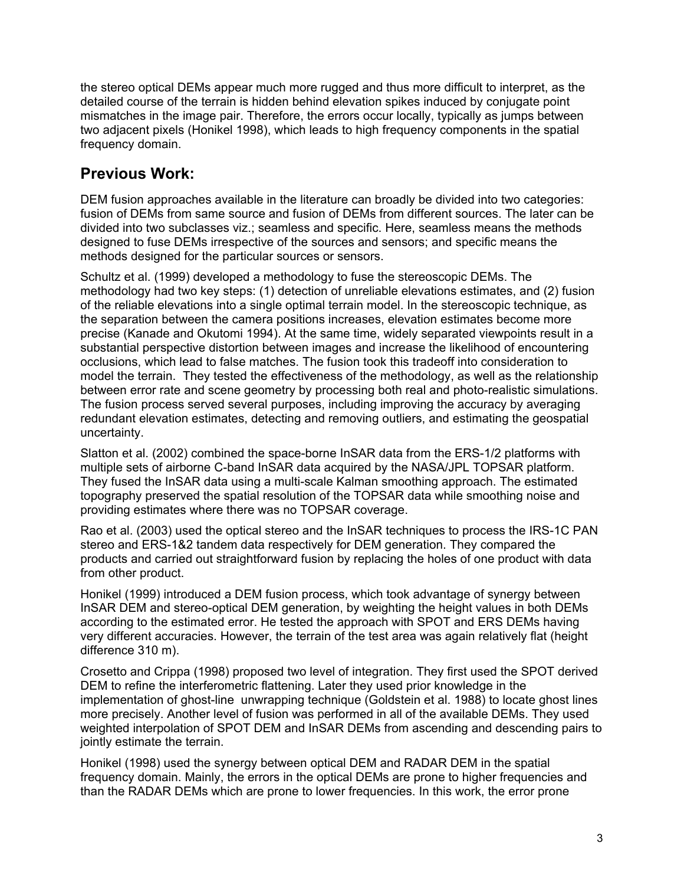the stereo optical DEMs appear much more rugged and thus more difficult to interpret, as the detailed course of the terrain is hidden behind elevation spikes induced by conjugate point mismatches in the image pair. Therefore, the errors occur locally, typically as jumps between two adjacent pixels (Honikel 1998), which leads to high frequency components in the spatial frequency domain.

## Previous Work:

DEM fusion approaches available in the literature can broadly be divided into two categories: fusion of DEMs from same source and fusion of DEMs from different sources. The later can be divided into two subclasses viz.; seamless and specific. Here, seamless means the methods designed to fuse DEMs irrespective of the sources and sensors; and specific means the methods designed for the particular sources or sensors.

Schultz et al. (1999) developed a methodology to fuse the stereoscopic DEMs. The methodology had two key steps: (1) detection of unreliable elevations estimates, and (2) fusion of the reliable elevations into a single optimal terrain model. In the stereoscopic technique, as the separation between the camera positions increases, elevation estimates become more precise (Kanade and Okutomi 1994). At the same time, widely separated viewpoints result in a substantial perspective distortion between images and increase the likelihood of encountering occlusions, which lead to false matches. The fusion took this tradeoff into consideration to model the terrain. They tested the effectiveness of the methodology, as well as the relationship between error rate and scene geometry by processing both real and photo-realistic simulations. The fusion process served several purposes, including improving the accuracy by averaging redundant elevation estimates, detecting and removing outliers, and estimating the geospatial uncertainty.

Slatton et al. (2002) combined the space-borne InSAR data from the ERS-1/2 platforms with multiple sets of airborne C-band InSAR data acquired by the NASA/JPL TOPSAR platform. They fused the InSAR data using a multi-scale Kalman smoothing approach. The estimated topography preserved the spatial resolution of the TOPSAR data while smoothing noise and providing estimates where there was no TOPSAR coverage.

Rao et al. (2003) used the optical stereo and the InSAR techniques to process the IRS-1C PAN stereo and ERS-1&2 tandem data respectively for DEM generation. They compared the products and carried out straightforward fusion by replacing the holes of one product with data from other product.

Honikel (1999) introduced a DEM fusion process, which took advantage of synergy between InSAR DEM and stereo-optical DEM generation, by weighting the height values in both DEMs according to the estimated error. He tested the approach with SPOT and ERS DEMs having very different accuracies. However, the terrain of the test area was again relatively flat (height difference 310 m).

Crosetto and Crippa (1998) proposed two level of integration. They first used the SPOT derived DEM to refine the interferometric flattening. Later they used prior knowledge in the implementation of ghost-line unwrapping technique (Goldstein et al. 1988) to locate ghost lines more precisely. Another level of fusion was performed in all of the available DEMs. They used weighted interpolation of SPOT DEM and InSAR DEMs from ascending and descending pairs to jointly estimate the terrain.

Honikel (1998) used the synergy between optical DEM and RADAR DEM in the spatial frequency domain. Mainly, the errors in the optical DEMs are prone to higher frequencies and than the RADAR DEMs which are prone to lower frequencies. In this work, the error prone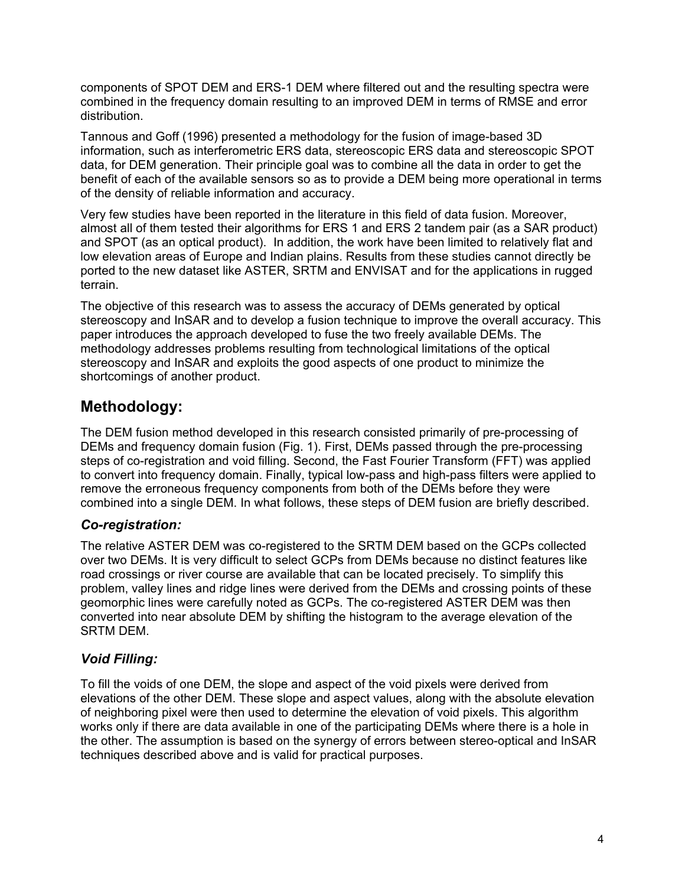components of SPOT DEM and ERS-1 DEM where filtered out and the resulting spectra were combined in the frequency domain resulting to an improved DEM in terms of RMSE and error distribution.

Tannous and Goff (1996) presented a methodology for the fusion of image-based 3D information, such as interferometric ERS data, stereoscopic ERS data and stereoscopic SPOT data, for DEM generation. Their principle goal was to combine all the data in order to get the benefit of each of the available sensors so as to provide a DEM being more operational in terms of the density of reliable information and accuracy.

Very few studies have been reported in the literature in this field of data fusion. Moreover, almost all of them tested their algorithms for ERS 1 and ERS 2 tandem pair (as a SAR product) and SPOT (as an optical product). In addition, the work have been limited to relatively flat and low elevation areas of Europe and Indian plains. Results from these studies cannot directly be ported to the new dataset like ASTER, SRTM and ENVISAT and for the applications in rugged terrain.

The objective of this research was to assess the accuracy of DEMs generated by optical stereoscopy and InSAR and to develop a fusion technique to improve the overall accuracy. This paper introduces the approach developed to fuse the two freely available DEMs. The methodology addresses problems resulting from technological limitations of the optical stereoscopy and InSAR and exploits the good aspects of one product to minimize the shortcomings of another product.

## Methodology:

The DEM fusion method developed in this research consisted primarily of pre-processing of DEMs and frequency domain fusion (Fig. 1). First, DEMs passed through the pre-processing steps of co-registration and void filling. Second, the Fast Fourier Transform (FFT) was applied to convert into frequency domain. Finally, typical low-pass and high-pass filters were applied to remove the erroneous frequency components from both of the DEMs before they were combined into a single DEM. In what follows, these steps of DEM fusion are briefly described.

### *Co-registration:*

The relative ASTER DEM was co-registered to the SRTM DEM based on the GCPs collected over two DEMs. It is very difficult to select GCPs from DEMs because no distinct features like road crossings or river course are available that can be located precisely. To simplify this problem, valley lines and ridge lines were derived from the DEMs and crossing points of these geomorphic lines were carefully noted as GCPs. The co-registered ASTER DEM was then converted into near absolute DEM by shifting the histogram to the average elevation of the SRTM DEM.

### *Void Filling:*

To fill the voids of one DEM, the slope and aspect of the void pixels were derived from elevations of the other DEM. These slope and aspect values, along with the absolute elevation of neighboring pixel were then used to determine the elevation of void pixels. This algorithm works only if there are data available in one of the participating DEMs where there is a hole in the other. The assumption is based on the synergy of errors between stereo-optical and InSAR techniques described above and is valid for practical purposes.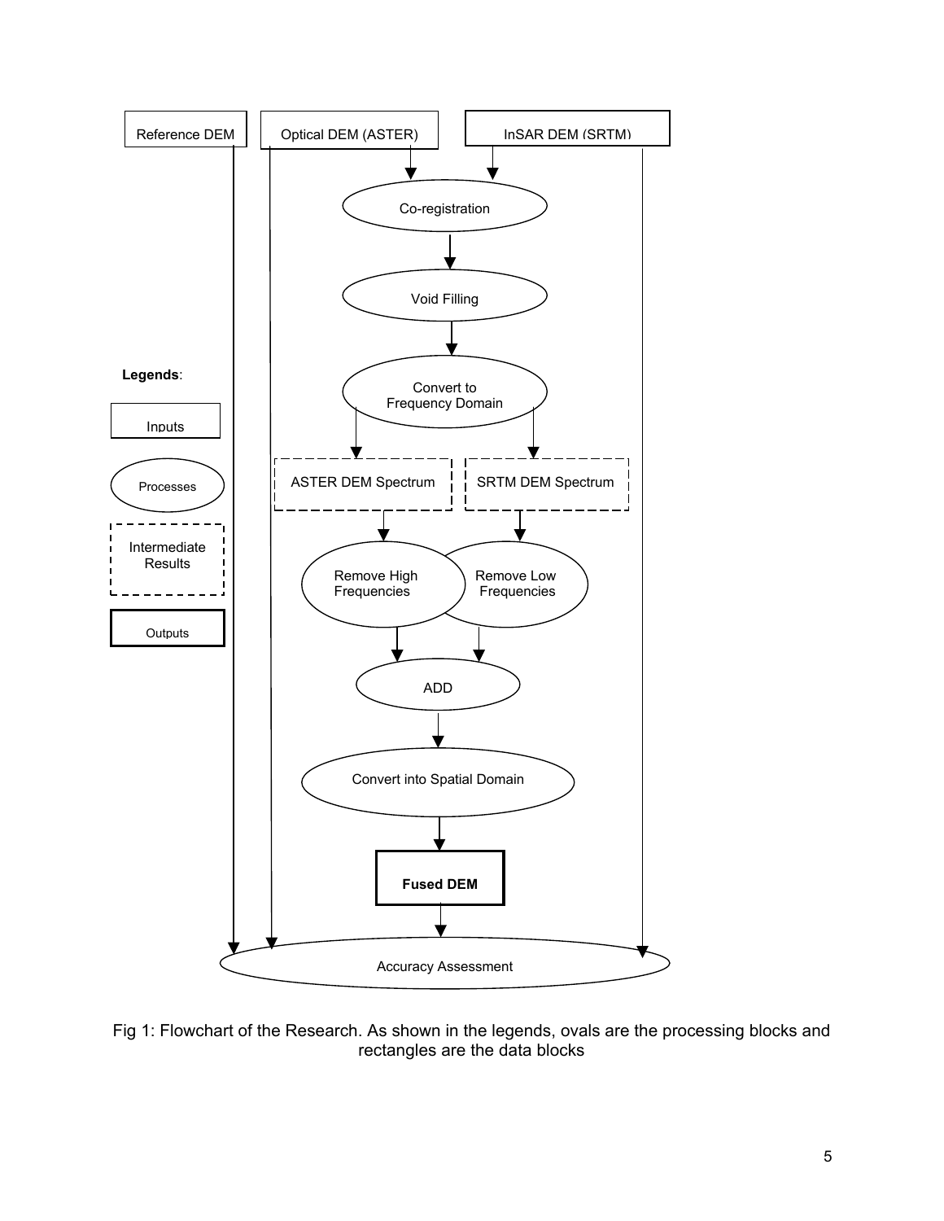Reference DEM

Optical DEM (ASTER)

InSAR DEM (SRTM)

Co-registration

Void Filling

Convert to Frequency Domain

ASTER DEM Spectrum

SRTM DEM Spectrum

Remove High Frequencies

Remove Low Frequencies

ADD

Convert into Spatial Domain

**Fused DEM**

Accuracy Assessment

**Legends**:

- Inputs
- Processes
- Intermediate Results
- Outputs

Fig 1: Flowchart of the Research. As shown in the legends, ovals are the processing blocks and rectangles are the data blocks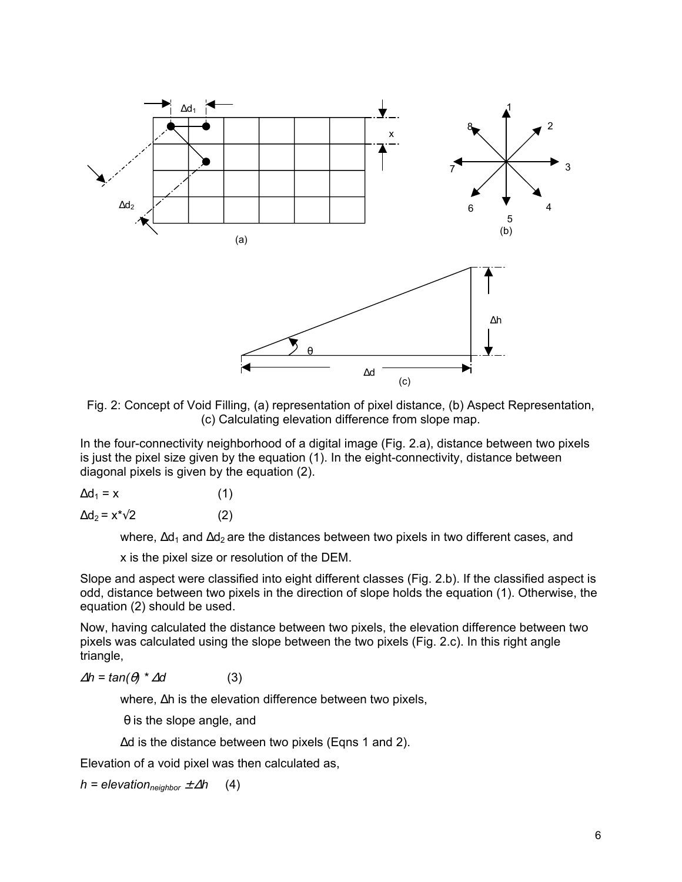Fig. 2: Concept of Void Filling, (a) representation of pixel distance, (b) Aspect Representation, (c) Calculating elevation difference from slope map.

In the four-connectivity neighborhood of a digital image (Fig. 2.a), distance between two pixels is just the pixel size given by the equation (1). In the eight-connectivity, distance between diagonal pixels is given by the equation (2).

$$\Delta d_1 = x \quad (1)$$

$$\Delta d_2 = x*\sqrt{2} \quad (2)$$

where, $\Delta d_1$ and $\Delta d_2$ are the distances between two pixels in two different cases, and

x is the pixel size or resolution of the DEM.

Slope and aspect were classified into eight different classes (Fig. 2.b). If the classified aspect is odd, distance between two pixels in the direction of slope holds the equation (1). Otherwise, the equation (2) should be used.

Now, having calculated the distance between two pixels, the elevation difference between two pixels was calculated using the slope between the two pixels (Fig. 2.c). In this right angle triangle,

$$\Delta h = \tan(\theta) * \Delta d \quad (3)$$

where, $\Delta h$ is the elevation difference between two pixels,

$\theta$ is the slope angle, and

$\Delta d$ is the distance between two pixels (Eqns 1 and 2).

Elevation of a void pixel was then calculated as,

$$h = elevation_{neighbor} \pm \Delta h \quad (4)$$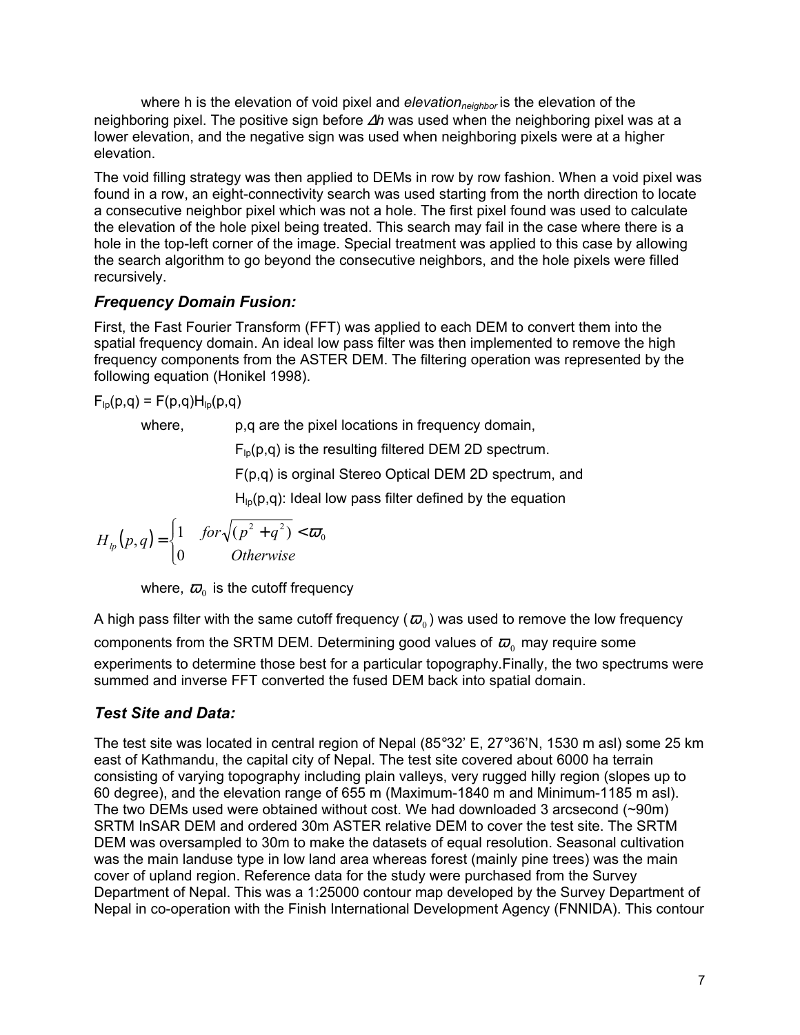where h is the elevation of void pixel and $elevation_{neighbor}$ is the elevation of the neighboring pixel. The positive sign before $\Delta h$ was used when the neighboring pixel was at a lower elevation, and the negative sign was used when neighboring pixels were at a higher elevation.

The void filling strategy was then applied to DEMs in row by row fashion. When a void pixel was found in a row, an eight-connectivity search was used starting from the north direction to locate a consecutive neighbor pixel which was not a hole. The first pixel found was used to calculate the elevation of the hole pixel being treated. This search may fail in the case where there is a hole in the top-left corner of the image. Special treatment was applied to this case by allowing the search algorithm to go beyond the consecutive neighbors, and the hole pixels were filled recursively.

### *Frequency Domain Fusion:*

First, the Fast Fourier Transform (FFT) was applied to each DEM to convert them into the spatial frequency domain. An ideal low pass filter was then implemented to remove the high frequency components from the ASTER DEM. The filtering operation was represented by the following equation (Honikel 1998).

$F_{lp}(p,q) = F(p,q)H_{lp}(p,q)$

where, p,q are the pixel locations in frequency domain,

$F_{lp}(p,q)$ is the resulting filtered DEM 2D spectrum.

$F(p,q)$ is orginal Stereo Optical DEM 2D spectrum, and

$H_{lp}(p,q)$: Ideal low pass filter defined by the equation

$$H_{lp}(p,q) = \begin{cases} 1 & for \sqrt{(p^2 + q^2)} < \varpi_0 \\ 0 & Otherwise \end{cases}$$

where, $\varpi_0$ is the cutoff frequency

A high pass filter with the same cutoff frequency ($\varpi_0$) was used to remove the low frequency components from the SRTM DEM. Determining good values of $\varpi_0$ may require some experiments to determine those best for a particular topography.Finally, the two spectrums were summed and inverse FFT converted the fused DEM back into spatial domain.

### *Test Site and Data:*

The test site was located in central region of Nepal (85°32' E, 27°36'N, 1530 m asl) some 25 km east of Kathmandu, the capital city of Nepal. The test site covered about 6000 ha terrain consisting of varying topography including plain valleys, very rugged hilly region (slopes up to 60 degree), and the elevation range of 655 m (Maximum-1840 m and Minimum-1185 m asl). The two DEMs used were obtained without cost. We had downloaded 3 arcsecond (~90m) SRTM InSAR DEM and ordered 30m ASTER relative DEM to cover the test site. The SRTM DEM was oversampled to 30m to make the datasets of equal resolution. Seasonal cultivation was the main landuse type in low land area whereas forest (mainly pine trees) was the main cover of upland region. Reference data for the study were purchased from the Survey Department of Nepal. This was a 1:25000 contour map developed by the Survey Department of Nepal in co-operation with the Finish International Development Agency (FNNIDA). This contour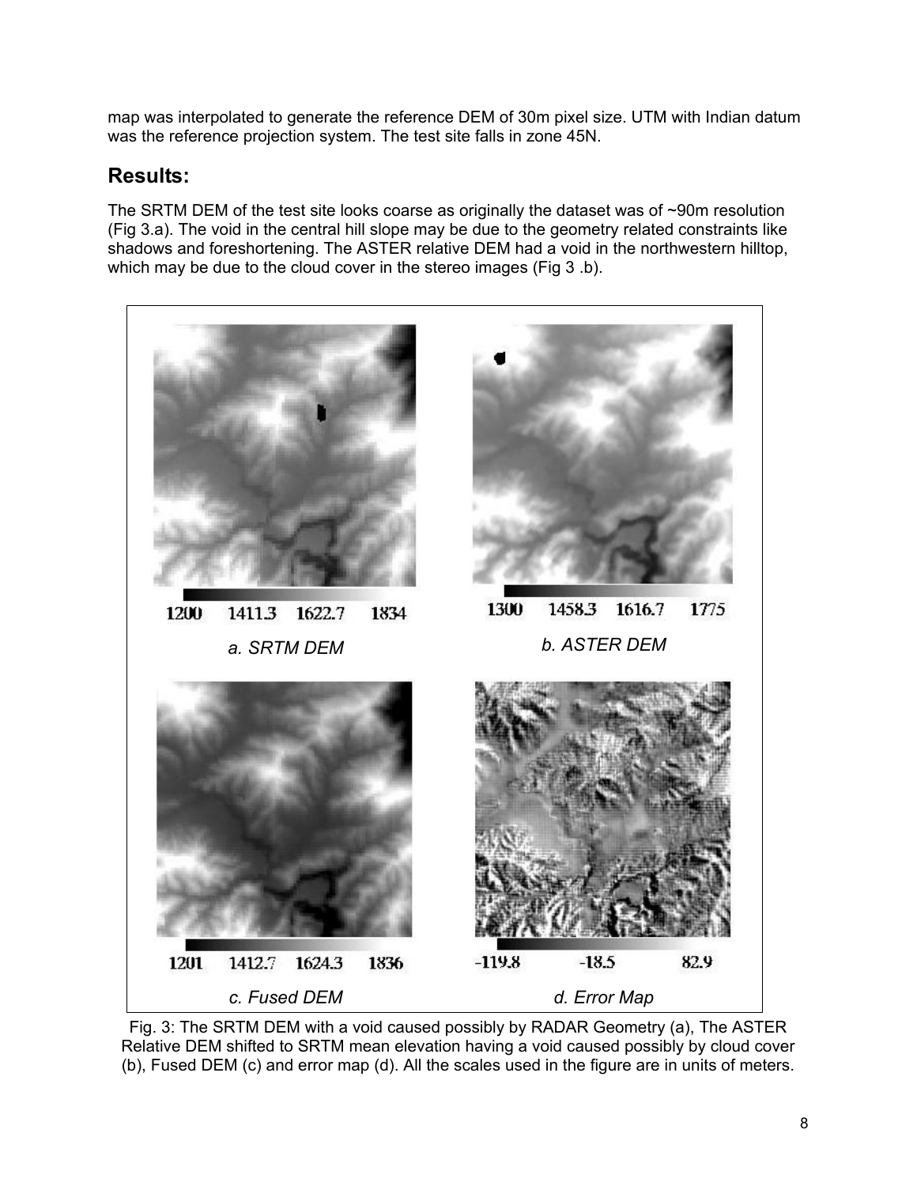map was interpolated to generate the reference DEM of 30m pixel size. UTM with Indian datum was the reference projection system. The test site falls in zone 45N.

## Results:

The SRTM DEM of the test site looks coarse as originally the dataset was of ~90m resolution (Fig 3.a). The void in the central hill slope may be due to the geometry related constraints like shadows and foreshortening. The ASTER relative DEM had a void in the northwestern hilltop, which may be due to the cloud cover in the stereo images (Fig 3 .b).

1200 1411.3 1622.7 1834

*a. SRTM DEM*

1300 1458.3 1616.7 1775

*b. ASTER DEM*

1201 1412.7 1624.3 1836

*c. Fused DEM*

-119.8 -18.5 82.9

*d. Error Map*

Fig. 3: The SRTM DEM with a void caused possibly by RADAR Geometry (a), The ASTER Relative DEM shifted to SRTM mean elevation having a void caused possibly by cloud cover (b), Fused DEM (c) and error map (d). All the scales used in the figure are in units of meters.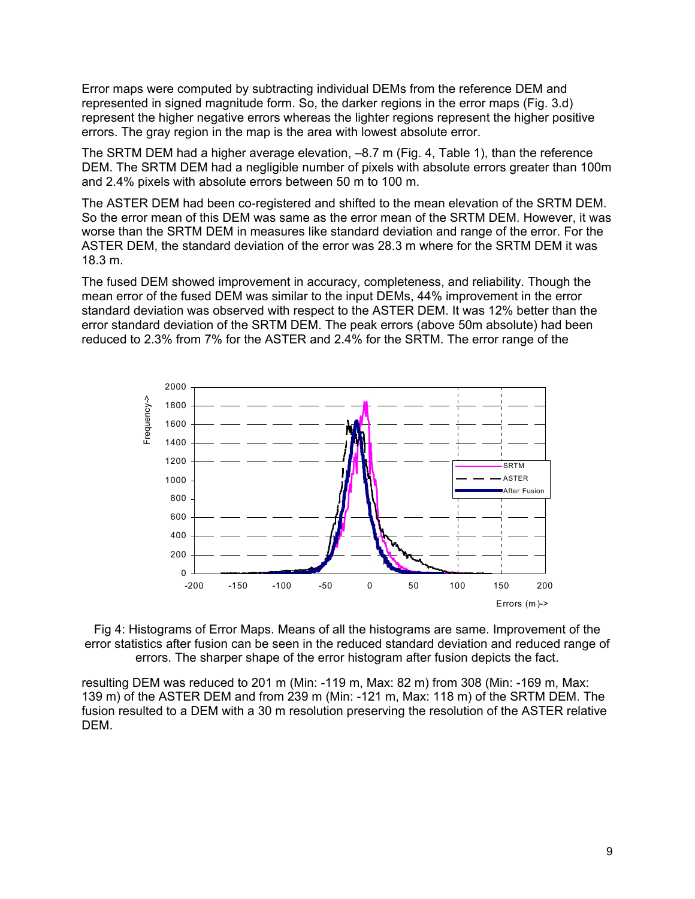Error maps were computed by subtracting individual DEMs from the reference DEM and represented in signed magnitude form. So, the darker regions in the error maps (Fig. 3.d) represent the higher negative errors whereas the lighter regions represent the higher positive errors. The gray region in the map is the area with lowest absolute error.

The SRTM DEM had a higher average elevation, –8.7 m (Fig. 4, Table 1), than the reference DEM. The SRTM DEM had a negligible number of pixels with absolute errors greater than 100m and 2.4% pixels with absolute errors between 50 m to 100 m.

The ASTER DEM had been co-registered and shifted to the mean elevation of the SRTM DEM. So the error mean of this DEM was same as the error mean of the SRTM DEM. However, it was worse than the SRTM DEM in measures like standard deviation and range of the error. For the ASTER DEM, the standard deviation of the error was 28.3 m where for the SRTM DEM it was 18.3 m.

The fused DEM showed improvement in accuracy, completeness, and reliability. Though the mean error of the fused DEM was similar to the input DEMs, 44% improvement in the error standard deviation was observed with respect to the ASTER DEM. It was 12% better than the error standard deviation of the SRTM DEM. The peak errors (above 50m absolute) had been reduced to 2.3% from 7% for the ASTER and 2.4% for the SRTM. The error range of the resulting DEM was reduced to 201 m (Min: -119 m, Max: 82 m) from 308 (Min: -169 m, Max: 139 m) of the ASTER DEM and from 239 m (Min: -121 m, Max: 118 m) of the SRTM DEM. The fusion resulted to a DEM with a 30 m resolution preserving the resolution of the ASTER relative DEM.

Fig 4: Histograms of Error Maps. Means of all the histograms are same. Improvement of the error statistics after fusion can be seen in the reduced standard deviation and reduced range of errors. The sharper shape of the error histogram after fusion depicts the fact.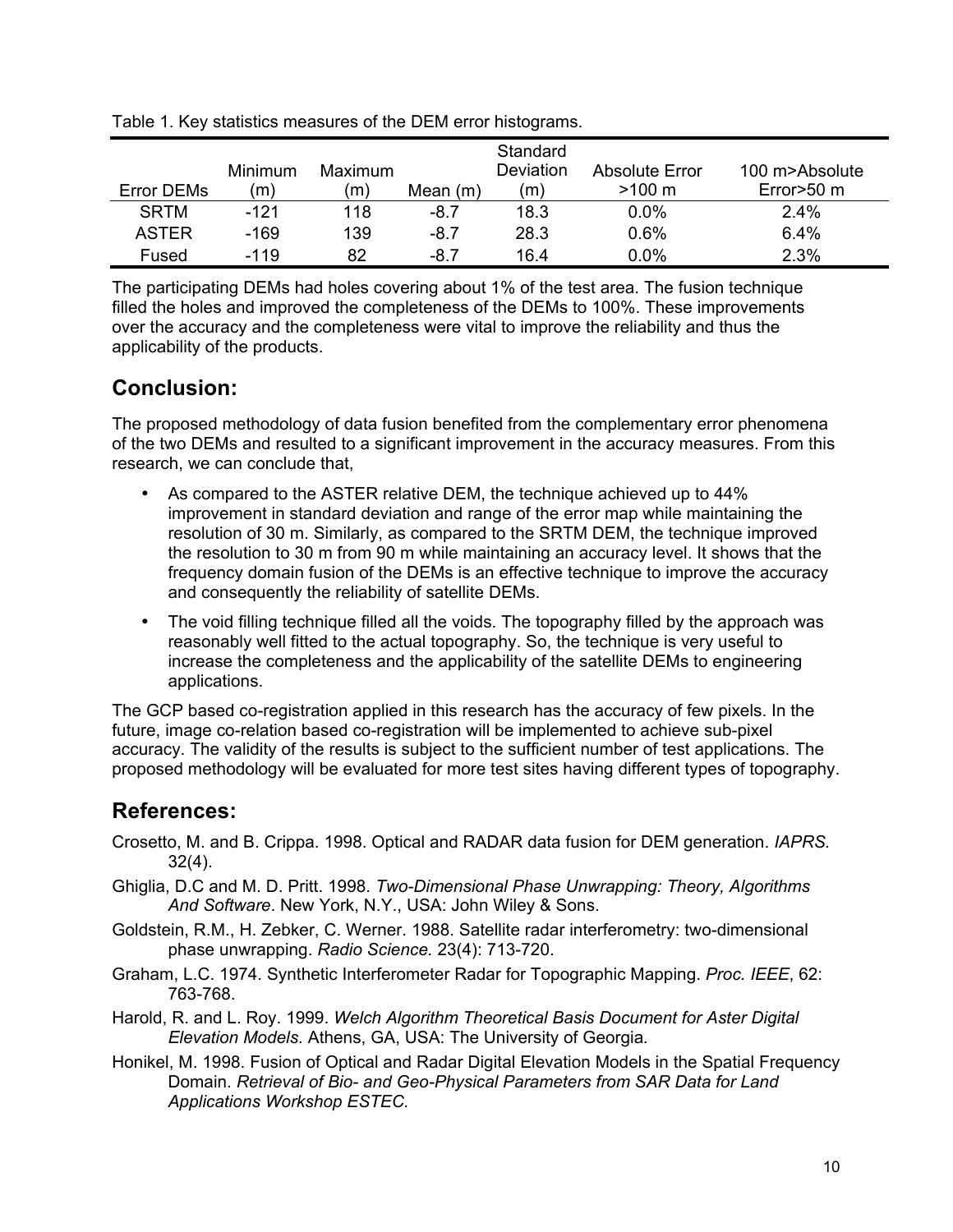Table 1. Key statistics measures of the DEM error histograms.

| Error DEMs | Minimum (m) | Maximum (m) | Mean (m) | Standard Deviation (m) | Absolute Error >100 m | 100 m>Absolute Error>50 m |
|---|---|---|---|---|---|---|
| SRTM | -121 | 118 | -8.7 | 18.3 | 0.0% | 2.4% |
| ASTER | -169 | 139 | -8.7 | 28.3 | 0.6% | 6.4% |
| Fused | -119 | 82 | -8.7 | 16.4 | 0.0% | 2.3% |

The participating DEMs had holes covering about 1% of the test area. The fusion technique filled the holes and improved the completeness of the DEMs to 100%. These improvements over the accuracy and the completeness were vital to improve the reliability and thus the applicability of the products.

## Conclusion:

The proposed methodology of data fusion benefited from the complementary error phenomena of the two DEMs and resulted to a significant improvement in the accuracy measures. From this research, we can conclude that,

- As compared to the ASTER relative DEM, the technique achieved up to 44% improvement in standard deviation and range of the error map while maintaining the resolution of 30 m. Similarly, as compared to the SRTM DEM, the technique improved the resolution to 30 m from 90 m while maintaining an accuracy level. It shows that the frequency domain fusion of the DEMs is an effective technique to improve the accuracy and consequently the reliability of satellite DEMs.
- The void filling technique filled all the voids. The topography filled by the approach was reasonably well fitted to the actual topography. So, the technique is very useful to increase the completeness and the applicability of the satellite DEMs to engineering applications.

The GCP based co-registration applied in this research has the accuracy of few pixels. In the future, image co-relation based co-registration will be implemented to achieve sub-pixel accuracy. The validity of the results is subject to the sufficient number of test applications. The proposed methodology will be evaluated for more test sites having different types of topography.

## References:

Crosetto, M. and B. Crippa. 1998. Optical and RADAR data fusion for DEM generation. *IAPRS.* 32(4).

Ghiglia, D.C and M. D. Pritt. 1998. *Two-Dimensional Phase Unwrapping: Theory, Algorithms And Software*. New York, N.Y., USA: John Wiley & Sons.

Goldstein, R.M., H. Zebker, C. Werner. 1988. Satellite radar interferometry: two-dimensional phase unwrapping. *Radio Science.* 23(4): 713-720.

Graham, L.C. 1974. Synthetic Interferometer Radar for Topographic Mapping. *Proc. IEEE*, 62: 763-768.

Harold, R. and L. Roy. 1999. *Welch Algorithm Theoretical Basis Document for Aster Digital Elevation Models.* Athens, GA, USA: The University of Georgia*.*

Honikel, M. 1998. Fusion of Optical and Radar Digital Elevation Models in the Spatial Frequency Domain. *Retrieval of Bio- and Geo-Physical Parameters from SAR Data for Land Applications Workshop ESTEC.*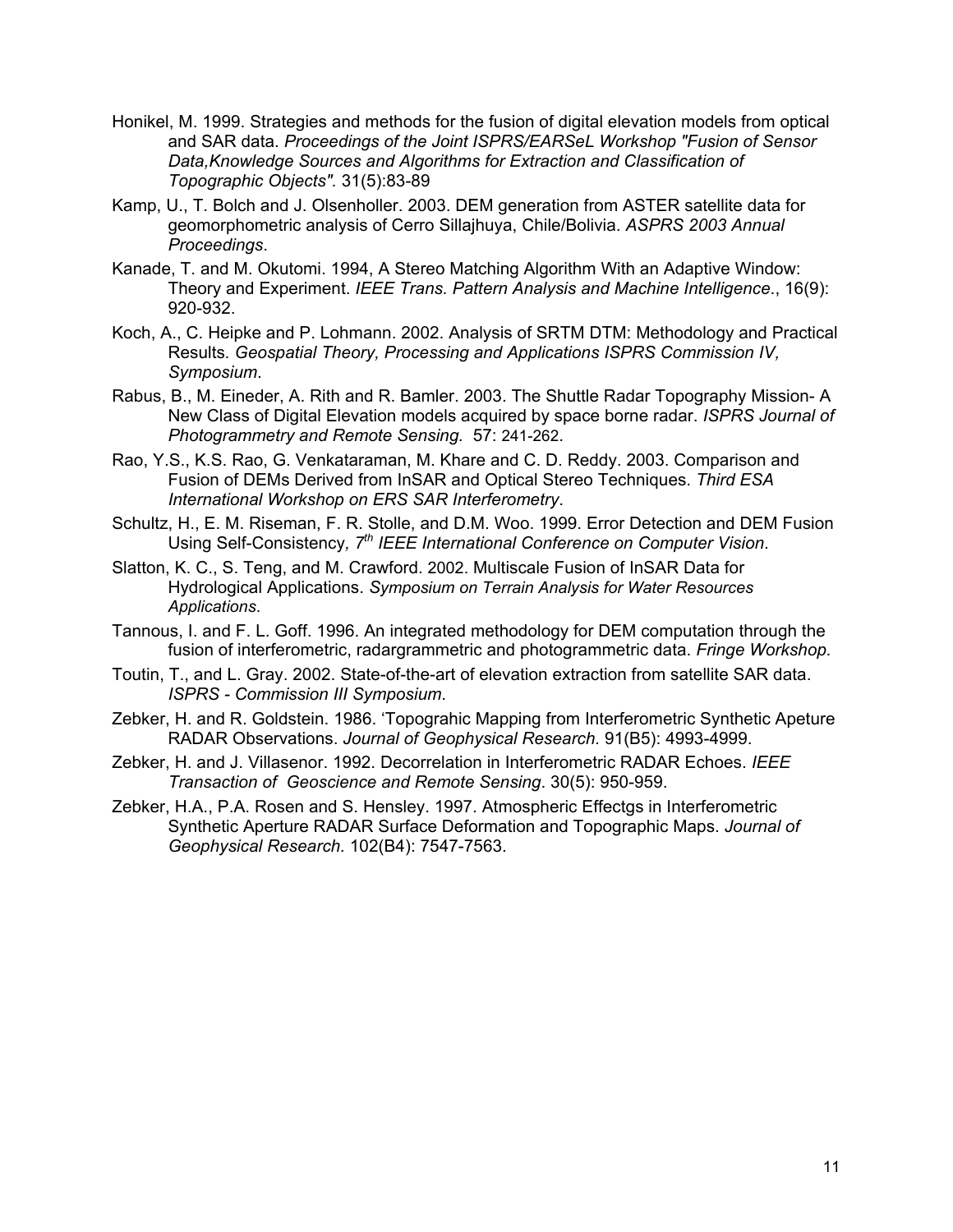Honikel, M. 1999. Strategies and methods for the fusion of digital elevation models from optical and SAR data. *Proceedings of the Joint ISPRS/EARSeL Workshop "Fusion of Sensor Data,Knowledge Sources and Algorithms for Extraction and Classification of Topographic Objects".* 31(5):83-89

Kamp, U., T. Bolch and J. Olsenholler. 2003. DEM generation from ASTER satellite data for geomorphometric analysis of Cerro Sillajhuya, Chile/Bolivia. *ASPRS 2003 Annual Proceedings*.

Kanade, T. and M. Okutomi. 1994, A Stereo Matching Algorithm With an Adaptive Window: Theory and Experiment. *IEEE Trans. Pattern Analysis and Machine Intelligence*., 16(9): 920-932.

Koch, A., C. Heipke and P. Lohmann. 2002. Analysis of SRTM DTM: Methodology and Practical Results. *Geospatial Theory, Processing and Applications ISPRS Commission IV, Symposium*.

Rabus, B., M. Eineder, A. Rith and R. Bamler. 2003. The Shuttle Radar Topography Mission- A New Class of Digital Elevation models acquired by space borne radar. *ISPRS Journal of Photogrammetry and Remote Sensing.* 57: 241-262.

Rao, Y.S., K.S. Rao, G. Venkataraman, M. Khare and C. D. Reddy. 2003. Comparison and Fusion of DEMs Derived from InSAR and Optical Stereo Techniques. *Third ESA International Workshop on ERS SAR Interferometry*.

Schultz, H., E. M. Riseman, F. R. Stolle, and D.M. Woo. 1999. Error Detection and DEM Fusion Using Self-Consistency*, 7th IEEE International Conference on Computer Vision*.

Slatton, K. C., S. Teng, and M. Crawford. 2002. Multiscale Fusion of InSAR Data for Hydrological Applications. *Symposium on Terrain Analysis for Water Resources Applications*.

Tannous, I. and F. L. Goff. 1996. An integrated methodology for DEM computation through the fusion of interferometric, radargrammetric and photogrammetric data. *Fringe Workshop.*

Toutin, T., and L. Gray. 2002. State-of-the-art of elevation extraction from satellite SAR data. *ISPRS - Commission III Symposium*.

Zebker, H. and R. Goldstein. 1986. 'Topograhic Mapping from Interferometric Synthetic Apeture RADAR Observations. *Journal of Geophysical Research.* 91(B5): 4993-4999.

Zebker, H. and J. Villasenor. 1992. Decorrelation in Interferometric RADAR Echoes. *IEEE Transaction of Geoscience and Remote Sensing*. 30(5): 950-959.

Zebker, H.A., P.A. Rosen and S. Hensley. 1997. Atmospheric Effectgs in Interferometric Synthetic Aperture RADAR Surface Deformation and Topographic Maps. *Journal of Geophysical Research.* 102(B4): 7547-7563.